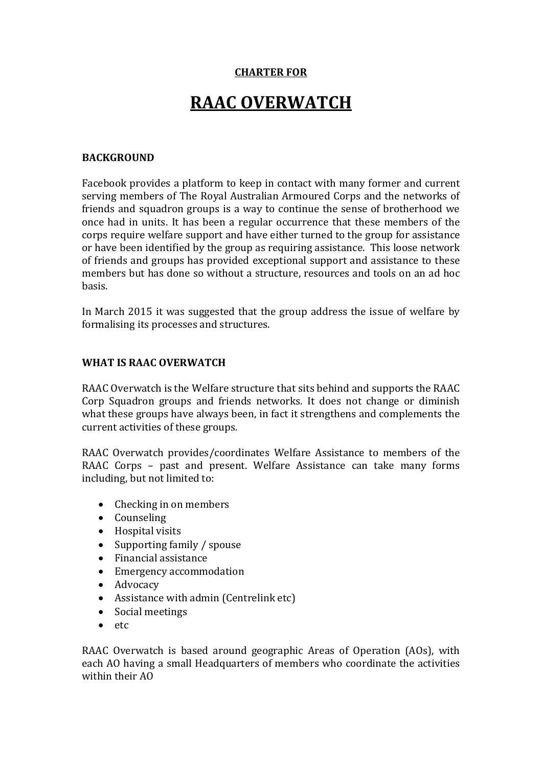**CHARTER FOR**

# RAAC OVERWATCH

## BACKGROUND

Facebook provides a platform to keep in contact with many former and current serving members of The Royal Australian Armoured Corps and the networks of friends and squadron groups is a way to continue the sense of brotherhood we once had in units. It has been a regular occurrence that these members of the corps require welfare support and have either turned to the group for assistance or have been identified by the group as requiring assistance. This loose network of friends and groups has provided exceptional support and assistance to these members but has done so without a structure, resources and tools on an ad hoc basis.

In March 2015 it was suggested that the group address the issue of welfare by formalising its processes and structures.

## WHAT IS RAAC OVERWATCH

RAAC Overwatch is the Welfare structure that sits behind and supports the RAAC Corp Squadron groups and friends networks. It does not change or diminish what these groups have always been, in fact it strengthens and complements the current activities of these groups.

RAAC Overwatch provides/coordinates Welfare Assistance to members of the RAAC Corps – past and present. Welfare Assistance can take many forms including, but not limited to:

- Checking in on members
- Counseling
- Hospital visits
- Supporting family / spouse
- Financial assistance
- Emergency accommodation
- Advocacy
- Assistance with admin (Centrelink etc)
- Social meetings
- etc

RAAC Overwatch is based around geographic Areas of Operation (AOs), with each AO having a small Headquarters of members who coordinate the activities within their AO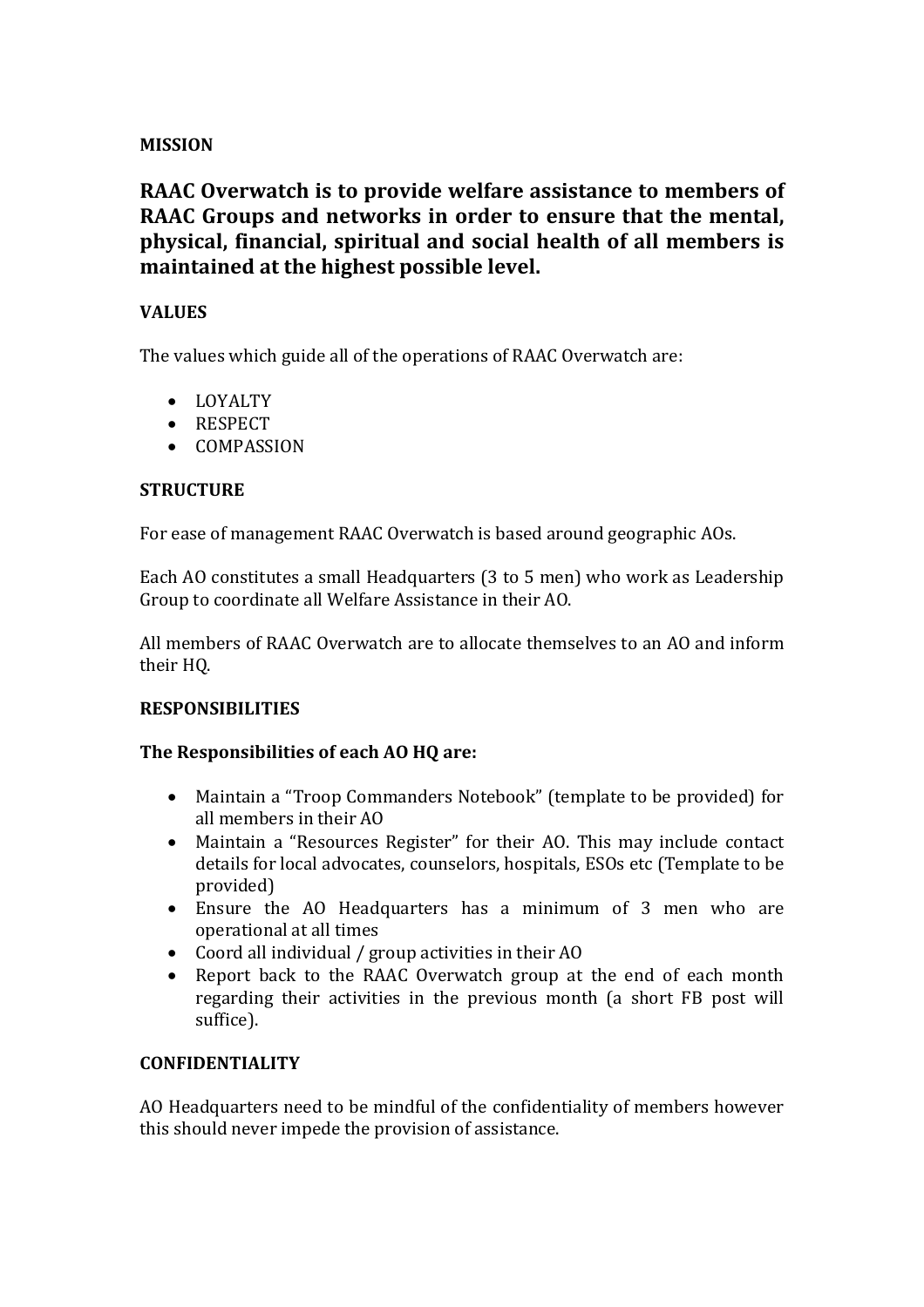**MISSION**

**RAAC Overwatch is to provide welfare assistance to members of RAAC Groups and networks in order to ensure that the mental, physical, financial, spiritual and social health of all members is maintained at the highest possible level.**

**VALUES**

The values which guide all of the operations of RAAC Overwatch are:

- LOYALTY
- RESPECT
- COMPASSION

**STRUCTURE**

For ease of management RAAC Overwatch is based around geographic AOs.

Each AO constitutes a small Headquarters (3 to 5 men) who work as Leadership Group to coordinate all Welfare Assistance in their AO.

All members of RAAC Overwatch are to allocate themselves to an AO and inform their HQ.

**RESPONSIBILITIES**

**The Responsibilities of each AO HQ are:**

- Maintain a "Troop Commanders Notebook" (template to be provided) for all members in their AO
- Maintain a "Resources Register" for their AO. This may include contact details for local advocates, counselors, hospitals, ESOs etc (Template to be provided)
- Ensure the AO Headquarters has a minimum of 3 men who are operational at all times
- Coord all individual / group activities in their AO
- Report back to the RAAC Overwatch group at the end of each month regarding their activities in the previous month (a short FB post will suffice).

**CONFIDENTIALITY**

AO Headquarters need to be mindful of the confidentiality of members however this should never impede the provision of assistance.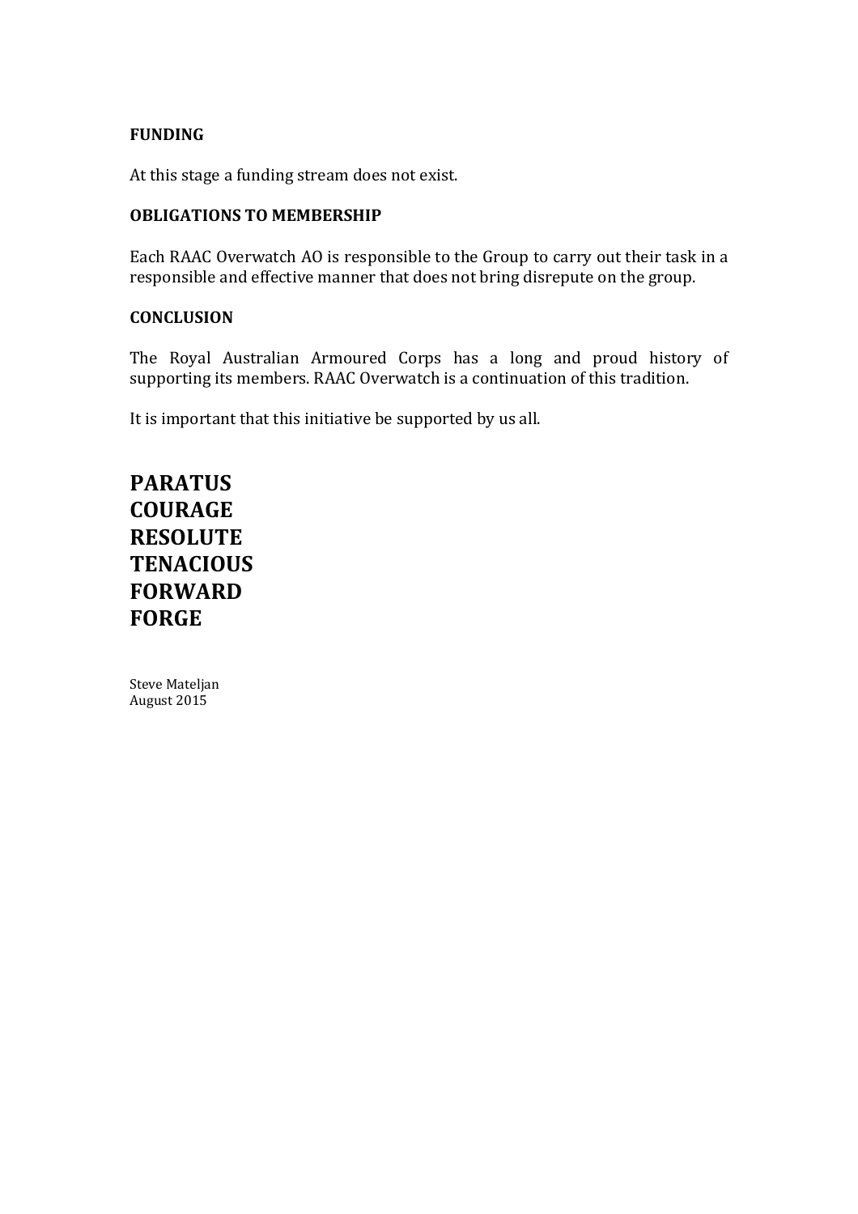**FUNDING**

At this stage a funding stream does not exist.

**OBLIGATIONS TO MEMBERSHIP**

Each RAAC Overwatch AO is responsible to the Group to carry out their task in a responsible and effective manner that does not bring disrepute on the group.

**CONCLUSION**

The Royal Australian Armoured Corps has a long and proud history of supporting its members. RAAC Overwatch is a continuation of this tradition.

It is important that this initiative be supported by us all.

**PARATUS**
**COURAGE**
**RESOLUTE**
**TENACIOUS**
**FORWARD**
**FORGE**

Steve Mateljan
August 2015